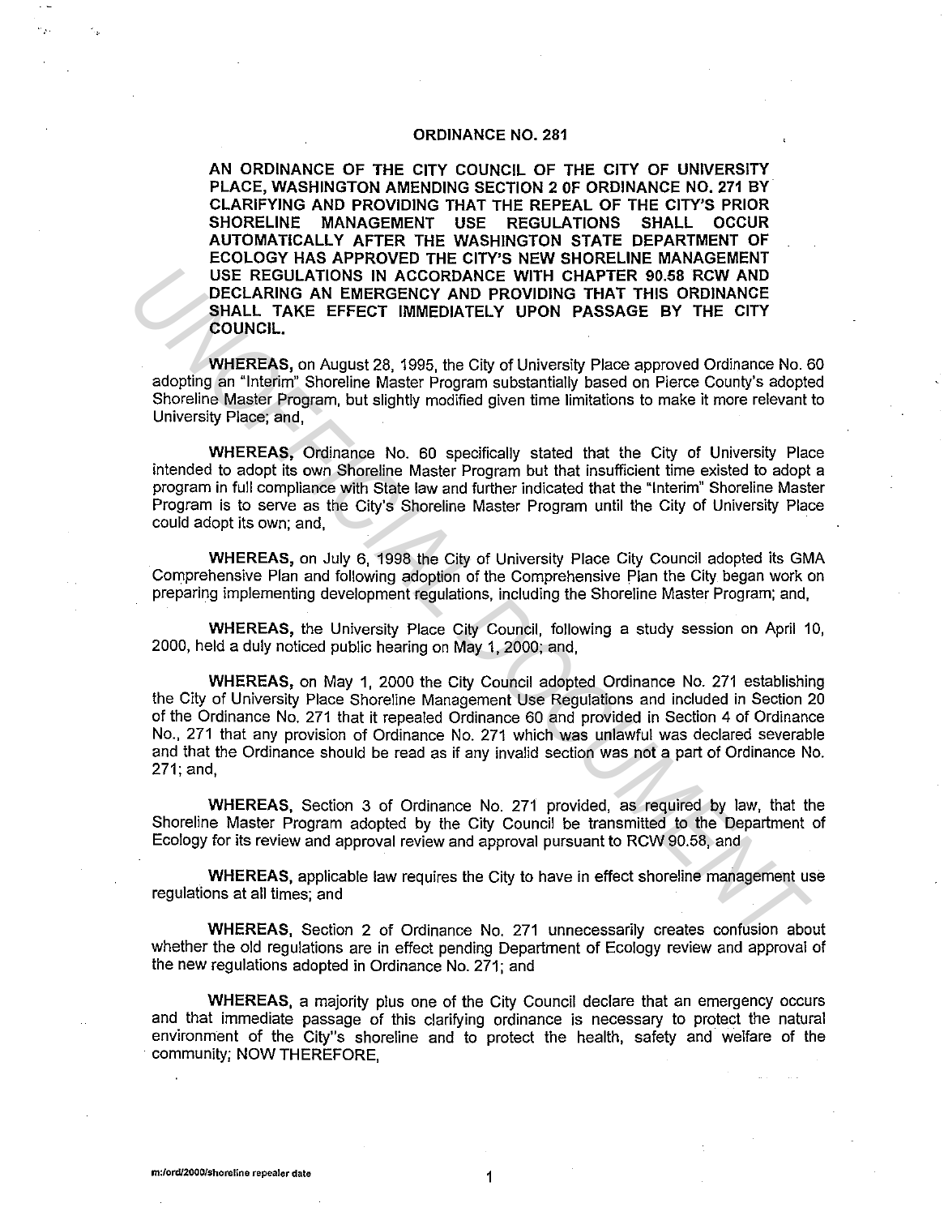# ORDINANCE NO. 281

**AN ORDINANCE OF THE CITY COUNCIL OF THE CITY OF UNIVERSITY PLACE, WASHINGTON AMENDING SECTION 2 OF ORDINANCE NO. 271 BY CLARIFYING AND PROVIDING THAT THE REPEAL OF THE CITY'S PRIOR SHORELINE MANAGEMENT USE REGULATIONS SHALL OCCUR AUTOMATICALLY AFTER THE WASHINGTON STATE DEPARTMENT OF ECOLOGY HAS APPROVED THE CITY'S NEW SHORELINE MANAGEMENT USE REGULATIONS IN ACCORDANCE WITH CHAPTER 90.58 RCW AND DECLARING AN EMERGENCY AND PROVIDING THAT THIS ORDINANCE SHALL TAKE EFFECT IMMEDIATELY UPON PASSAGE BY THE CITY COUNCIL.**

**WHEREAS,** on August 28, 1995, the City of University Place approved Ordinance No. 60 adopting an "Interim" Shoreline Master Program substantially based on Pierce County's adopted Shoreline Master Program, but slightly modified given time limitations to make it more relevant to University Place; and,

**WHEREAS,** Ordinance No. 60 specifically stated that the City of University Place intended to adopt its own Shoreline Master Program but that insufficient time existed to adopt a program in full compliance with State law and further indicated that the "Interim" Shoreline Master Program is to serve as the City's Shoreline Master Program until the City of University Place could adopt its own; and,

**WHEREAS,** on July 6, 1998 the City of University Place City Council adopted its GMA Comprehensive Plan and following adoption of the Comprehensive Plan the City began work on preparing implementing development regulations, including the Shoreline Master Program; and,

**WHEREAS,** the University Place City Council, following a study session on April 10, 2000, held a duly noticed public hearing on May 1, 2000; and,

**WHEREAS,** on May 1, 2000 the City Council adopted Ordinance No. 271 establishing the City of University Place Shoreline Management Use Regulations and included in Section 20 of the Ordinance No. 271 that it repealed Ordinance 60 and provided in Section 4 of Ordinance No., 271 that any provision of Ordinance No. 271 which was unlawful was declared severable and that the Ordinance should be read as if any invalid section was not a part of Ordinance No. 271; and,

**WHEREAS,** Section 3 of Ordinance No. 271 provided, as required by law, that the Shoreline Master Program adopted by the City Council be transmitted to the Department of Ecology for its review and approval review and approval pursuant to RCW 90.58, and

**WHEREAS,** applicable law requires the City to have in effect shoreline management use regulations at all times; and

**WHEREAS,** Section 2 of Ordinance No. 271 unnecessarily creates confusion about whether the old regulations are in effect pending Department of Ecology review and approval of the new regulations adopted in Ordinance No. 271; and

**WHEREAS,** a majority plus one of the City Council declare that an emergency occurs and that immediate passage of this clarifying ordinance is necessary to protect the natural environment of the City"s shoreline and to protect the health, safety and welfare of the community; NOW THEREFORE,

m:/ord/2000/shoreline repealer date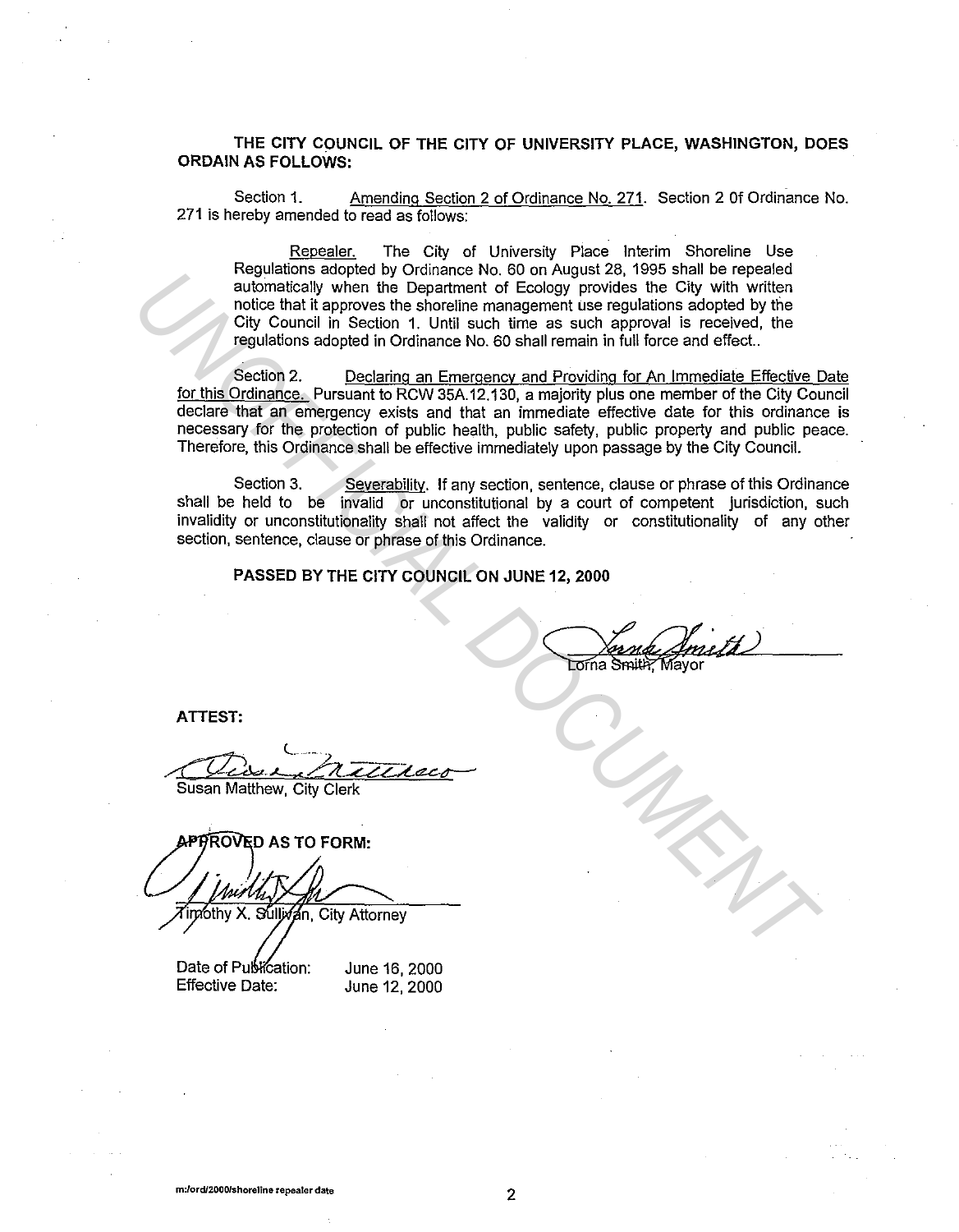**THE CITY COUNCIL OF THE CITY OF UNIVERSITY PLACE, WASHINGTON, DOES ORDAIN AS FOLLOWS:**

Section 1. Amending Section 2 of Ordinance No. 271. Section 2 Of Ordinance No. 271 is hereby amended to read as follows:

> Repealer. The City of University Place Interim Shoreline Use Regulations adopted by Ordinance No. 60 on August 28, 1995 shall be repealed automatically when the Department of Ecology provides the City with written notice that it approves the shoreline management use regulations adopted by the City Council in Section 1. Until such time as such approval is received, the regulations adopted in Ordinance No. 60 shall remain in full force and effect..

Section 2. Declaring an Emergency and Providing for An Immediate Effective Date for this Ordinance. Pursuant to RCW 35A.12.130, a majority plus one member of the City Council declare that an emergency exists and that an immediate effective date for this ordinance is necessary for the protection of public health, public safety, public property and public peace. Therefore, this Ordinance shall be effective immediately upon passage by the City Council.

Section 3. Severability. If any section, sentence, clause or phrase of this Ordinance shall be held to be invalid or unconstitutional by a court of competent jurisdiction, such invalidity or unconstitutionality shall not affect the validity or constitutionality of any other section, sentence, clause or phrase of this Ordinance.

**PASSED BY THE CITY COUNCIL ON JUNE 12, 2000**

Lorna Smith, Mayor

**ATTEST:**

Susan Matthew, City Clerk

**APPROVED AS TO FORM:**

Timothy X. Sullivan, City Attorney

Date of Publication: June 16, 2000
Effective Date: June 12, 2000

m:/ord/2000/shoreline repealer date